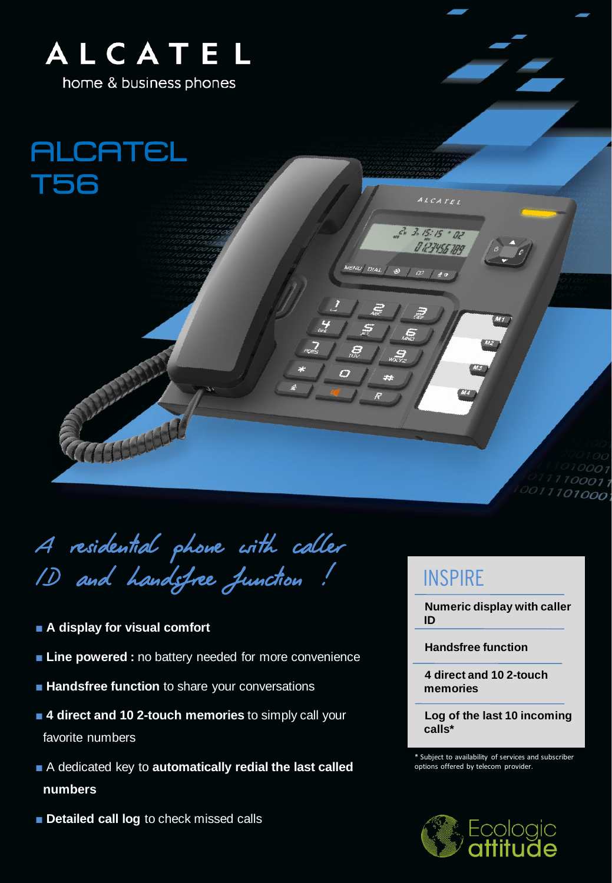ALCATEL

home & business phones

# ALCATEL T56

*A residential phone with caller ID and handsfree function !*

- **A display for visual comfort**
- **Line powered :** no battery needed for more convenience
- **Handsfree function** to share your conversations
- **4 direct and 10 2-touch memories** to simply call your favorite numbers
- A dedicated key to **automatically redial the last called numbers**
- **Detailed call log** to check missed calls

## INSPIRE

**Numeric display with caller ID**

**Handsfree function**

**4 direct and 10 2-touch memories**

**Log of the last 10 incoming calls***

* Subject to availability of services and subscriber options offered by telecom provider.

Ecologic attitude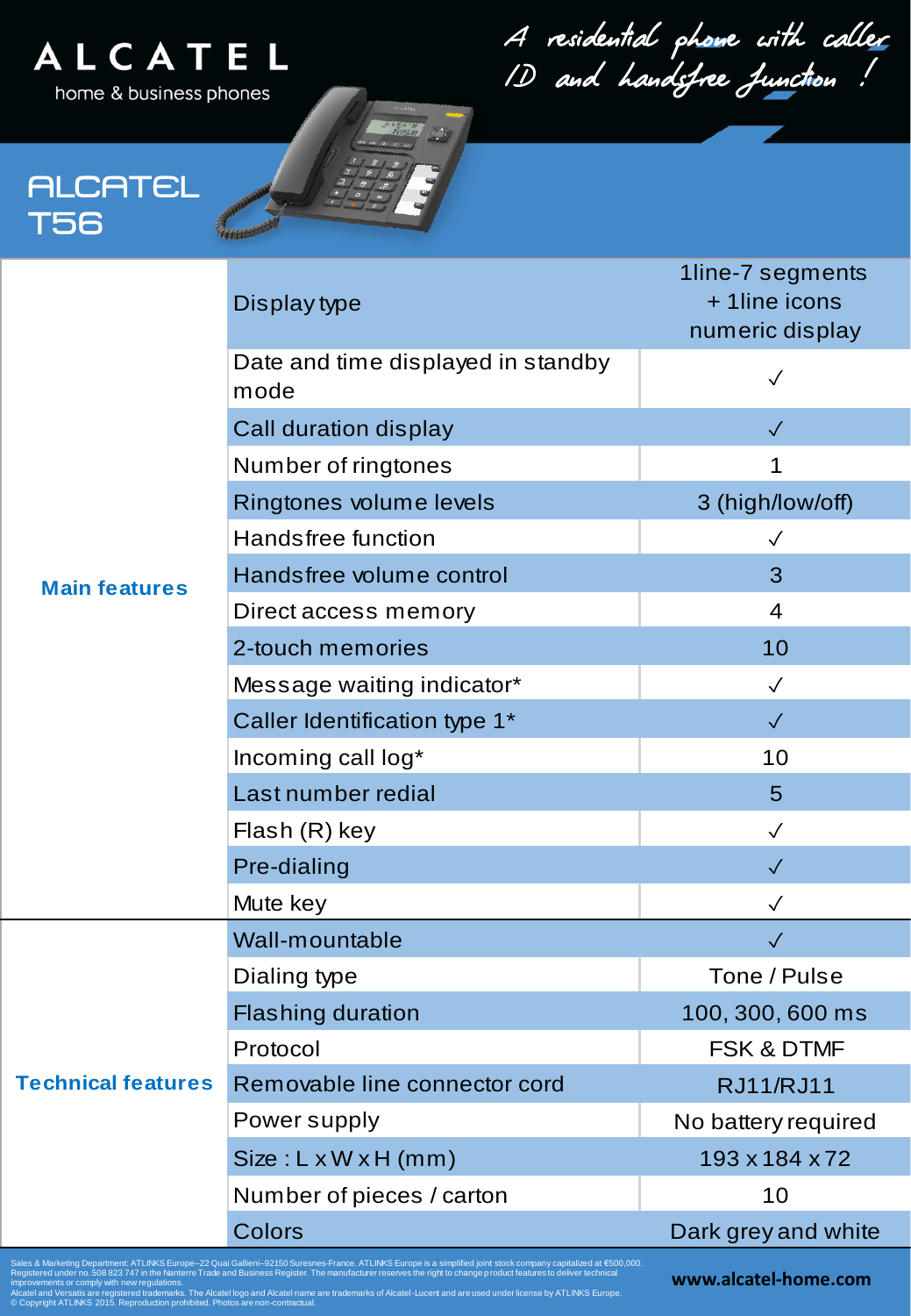ALCATEL
home & business phones

*A residential phone with caller ID and handsfree function !*

# ALCATEL T56

| | | |
|---|---|---|
| Main features | Display type | 1line-7 segments + 1line icons numeric display |
| | Date and time displayed in standby mode | ✓ |
| | Call duration display | ✓ |
| | Number of ringtones | 1 |
| | Ringtones volume levels | 3 (high/low/off) |
| | Handsfree function | ✓ |
| | Handsfree volume control | 3 |
| | Direct access memory | 4 |
| | 2-touch memories | 10 |
| | Message waiting indicator* | ✓ |
| | Caller Identification type 1* | ✓ |
| | Incoming call log* | 10 |
| | Last number redial | 5 |
| | Flash (R) key | ✓ |
| | Pre-dialing | ✓ |
| | Mute key | ✓ |
| Technical features | Wall-mountable | ✓ |
| | Dialing type | Tone / Pulse |
| | Flashing duration | 100, 300, 600 ms |
| | Protocol | FSK & DTMF |
| | Removable line connector cord | RJ11/RJ11 |
| | Power supply | No battery required |
| | Size : L x W x H (mm) | 193 x 184 x 72 |
| | Number of pieces / carton | 10 |
| | Colors | Dark grey and white |

Sales & Marketing Department: ATLINKS Europe–22 Quai Gallieni–92150 Suresnes-France. ATLINKS Europe is a simplified joint stock company capitalized at €500,000. Registered under no. 508 823 747 in the Nanterre Trade and Business Register. The manufacturer reserves the right to change product features to deliver technical improvements or comply with new regulations.
Alcatel and Versatis are registered trademarks. The Alcatel logo and Alcatel name are trademarks of Alcatel-Lucent and are used under license by ATLINKS Europe.
© Copyright ATLINKS 2015. Reproduction prohibited. Photos are non-contractual.

**www.alcatel-home.com**